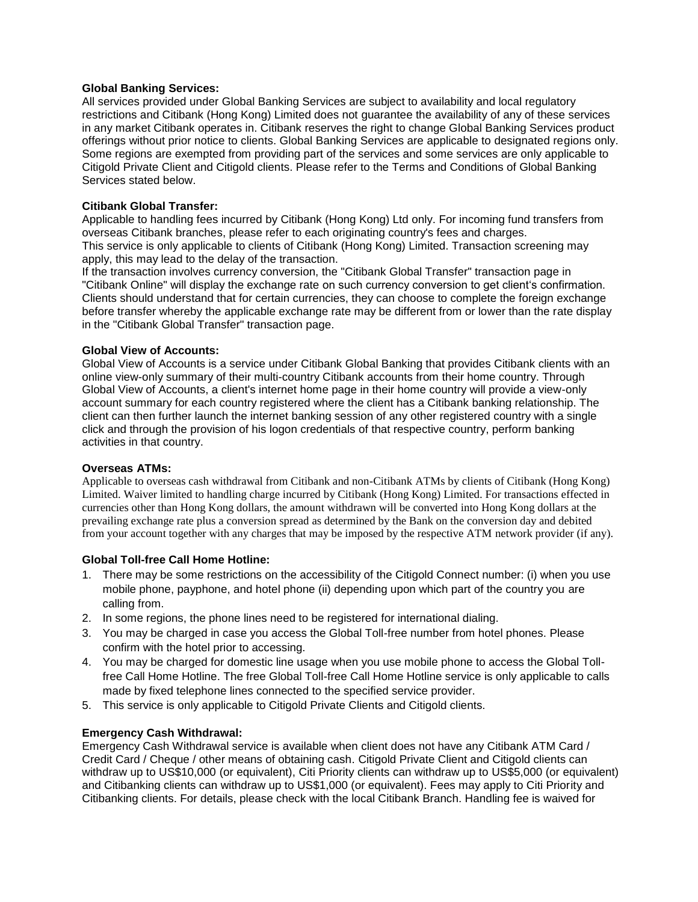**Global Banking Services:**
All services provided under Global Banking Services are subject to availability and local regulatory restrictions and Citibank (Hong Kong) Limited does not guarantee the availability of any of these services in any market Citibank operates in. Citibank reserves the right to change Global Banking Services product offerings without prior notice to clients. Global Banking Services are applicable to designated regions only. Some regions are exempted from providing part of the services and some services are only applicable to Citigold Private Client and Citigold clients. Please refer to the Terms and Conditions of Global Banking Services stated below.

**Citibank Global Transfer:**
Applicable to handling fees incurred by Citibank (Hong Kong) Ltd only. For incoming fund transfers from overseas Citibank branches, please refer to each originating country's fees and charges.
This service is only applicable to clients of Citibank (Hong Kong) Limited. Transaction screening may apply, this may lead to the delay of the transaction.
If the transaction involves currency conversion, the "Citibank Global Transfer" transaction page in "Citibank Online" will display the exchange rate on such currency conversion to get client's confirmation. Clients should understand that for certain currencies, they can choose to complete the foreign exchange before transfer whereby the applicable exchange rate may be different from or lower than the rate display in the "Citibank Global Transfer" transaction page.

**Global View of Accounts:**
Global View of Accounts is a service under Citibank Global Banking that provides Citibank clients with an online view-only summary of their multi-country Citibank accounts from their home country. Through Global View of Accounts, a client's internet home page in their home country will provide a view-only account summary for each country registered where the client has a Citibank banking relationship. The client can then further launch the internet banking session of any other registered country with a single click and through the provision of his logon credentials of that respective country, perform banking activities in that country.

**Overseas ATMs:**
Applicable to overseas cash withdrawal from Citibank and non-Citibank ATMs by clients of Citibank (Hong Kong) Limited. Waiver limited to handling charge incurred by Citibank (Hong Kong) Limited. For transactions effected in currencies other than Hong Kong dollars, the amount withdrawn will be converted into Hong Kong dollars at the prevailing exchange rate plus a conversion spread as determined by the Bank on the conversion day and debited from your account together with any charges that may be imposed by the respective ATM network provider (if any).

**Global Toll-free Call Home Hotline:**

1. There may be some restrictions on the accessibility of the Citigold Connect number: (i) when you use mobile phone, payphone, and hotel phone (ii) depending upon which part of the country you are calling from.
2. In some regions, the phone lines need to be registered for international dialing.
3. You may be charged in case you access the Global Toll-free number from hotel phones. Please confirm with the hotel prior to accessing.
4. You may be charged for domestic line usage when you use mobile phone to access the Global Toll-free Call Home Hotline. The free Global Toll-free Call Home Hotline service is only applicable to calls made by fixed telephone lines connected to the specified service provider.
5. This service is only applicable to Citigold Private Clients and Citigold clients.

**Emergency Cash Withdrawal:**
Emergency Cash Withdrawal service is available when client does not have any Citibank ATM Card / Credit Card / Cheque / other means of obtaining cash. Citigold Private Client and Citigold clients can withdraw up to US$10,000 (or equivalent), Citi Priority clients can withdraw up to US$5,000 (or equivalent) and Citibanking clients can withdraw up to US$1,000 (or equivalent). Fees may apply to Citi Priority and Citibanking clients. For details, please check with the local Citibank Branch. Handling fee is waived for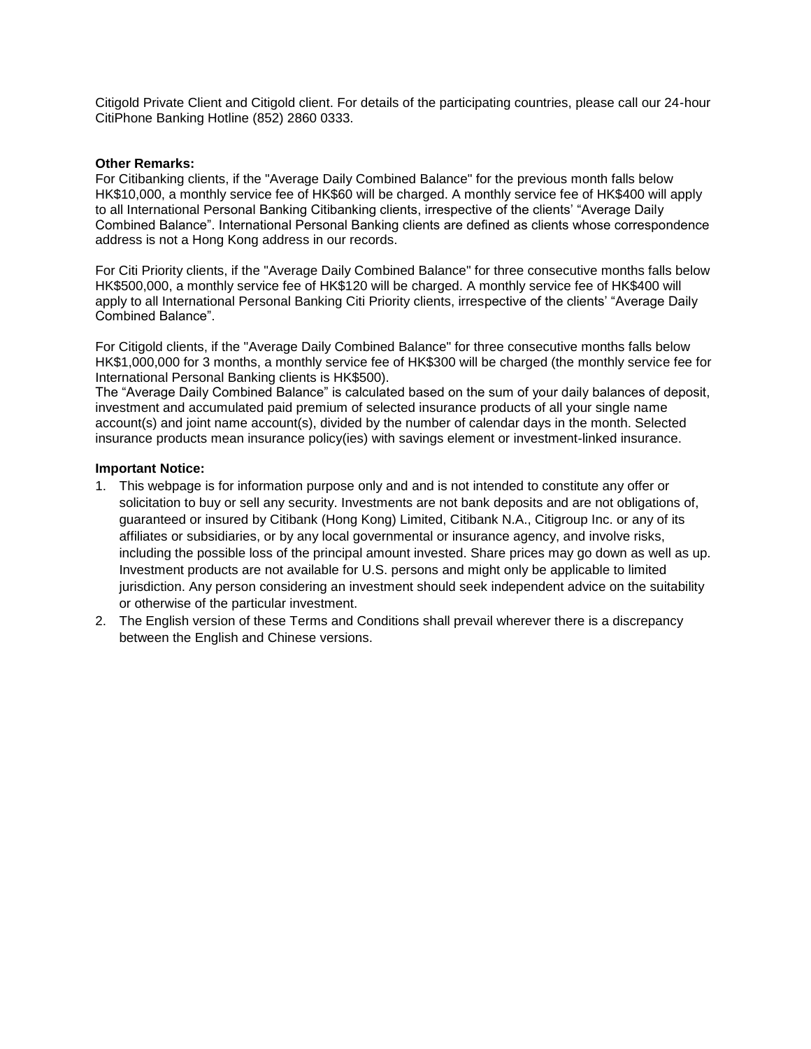Citigold Private Client and Citigold client. For details of the participating countries, please call our 24-hour CitiPhone Banking Hotline (852) 2860 0333.

**Other Remarks:**

For Citibanking clients, if the "Average Daily Combined Balance" for the previous month falls below HK$10,000, a monthly service fee of HK$60 will be charged. A monthly service fee of HK$400 will apply to all International Personal Banking Citibanking clients, irrespective of the clients' "Average Daily Combined Balance". International Personal Banking clients are defined as clients whose correspondence address is not a Hong Kong address in our records.

For Citi Priority clients, if the "Average Daily Combined Balance" for three consecutive months falls below HK$500,000, a monthly service fee of HK$120 will be charged. A monthly service fee of HK$400 will apply to all International Personal Banking Citi Priority clients, irrespective of the clients' "Average Daily Combined Balance".

For Citigold clients, if the "Average Daily Combined Balance" for three consecutive months falls below HK$1,000,000 for 3 months, a monthly service fee of HK$300 will be charged (the monthly service fee for International Personal Banking clients is HK$500).

The "Average Daily Combined Balance" is calculated based on the sum of your daily balances of deposit, investment and accumulated paid premium of selected insurance products of all your single name account(s) and joint name account(s), divided by the number of calendar days in the month. Selected insurance products mean insurance policy(ies) with savings element or investment-linked insurance.

**Important Notice:**

1. This webpage is for information purpose only and and is not intended to constitute any offer or solicitation to buy or sell any security. Investments are not bank deposits and are not obligations of, guaranteed or insured by Citibank (Hong Kong) Limited, Citibank N.A., Citigroup Inc. or any of its affiliates or subsidiaries, or by any local governmental or insurance agency, and involve risks, including the possible loss of the principal amount invested. Share prices may go down as well as up. Investment products are not available for U.S. persons and might only be applicable to limited jurisdiction. Any person considering an investment should seek independent advice on the suitability or otherwise of the particular investment.
2. The English version of these Terms and Conditions shall prevail wherever there is a discrepancy between the English and Chinese versions.